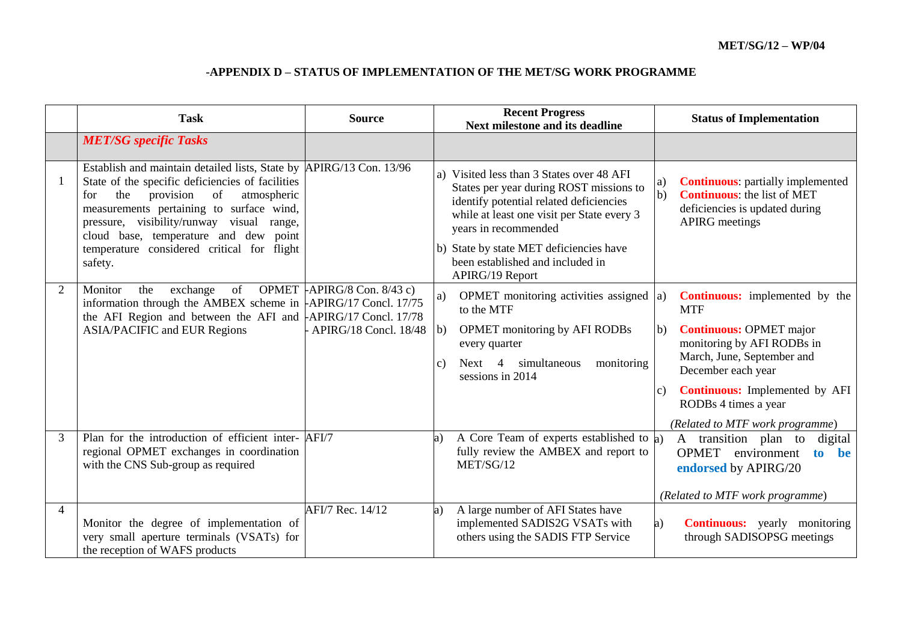**MET/SG/12 – WP/04**

## -APPENDIX D – STATUS OF IMPLEMENTATION OF THE MET/SG WORK PROGRAMME

| | Task | Source | Recent Progress<br>Next milestone and its deadline | Status of Implementation |
|---|---|---|---|---|
| | ***MET/SG specific Tasks*** | | | |
| 1 | Establish and maintain detailed lists, State by State of the specific deficiencies of facilities for the provision of atmospheric measurements pertaining to surface wind, pressure, visibility/runway visual range, cloud base, temperature and dew point temperature considered critical for flight safety. | APIRG/13 Con. 13/96 | a) Visited less than 3 States over 48 AFI States per year during ROST missions to identify potential related deficiencies while at least one visit per State every 3 years in recommended<br>b) State by state MET deficiencies have been established and included in APIRG/19 Report | a) **Continuous**: partially implemented<br>b) **Continuous**: the list of MET deficiencies is updated during APIRG meetings |
| 2 | Monitor the exchange of OPMET information through the AMBEX scheme in the AFI Region and between the AFI and ASIA/PACIFIC and EUR Regions | -APIRG/8 Con. 8/43 c)<br>-APIRG/17 Concl. 17/75<br>-APIRG/17 Concl. 17/78<br>- APIRG/18 Concl. 18/48 | a) OPMET monitoring activities assigned to the MTF<br>b) OPMET monitoring by AFI RODBs every quarter<br>c) Next 4 simultaneous monitoring sessions in 2014 | a) **Continuous:** implemented by the MTF<br>b) **Continuous:** OPMET major monitoring by AFI RODBs in March, June, September and December each year<br>c) **Continuous:** Implemented by AFI RODBs 4 times a year<br>*(Related to MTF work programme)* |
| 3 | Plan for the introduction of efficient inter-regional OPMET exchanges in coordination with the CNS Sub-group as required | AFI/7 | a) A Core Team of experts established to fully review the AMBEX and report to MET/SG/12 | a) A transition plan to digital OPMET environment **to be endorsed** by APIRG/20<br>*(Related to MTF work programme)* |
| 4 | Monitor the degree of implementation of very small aperture terminals (VSATs) for the reception of WAFS products | AFI/7 Rec. 14/12 | a) A large number of AFI States have implemented SADIS2G VSATs with others using the SADIS FTP Service | a) **Continuous:** yearly monitoring through SADISOPSG meetings |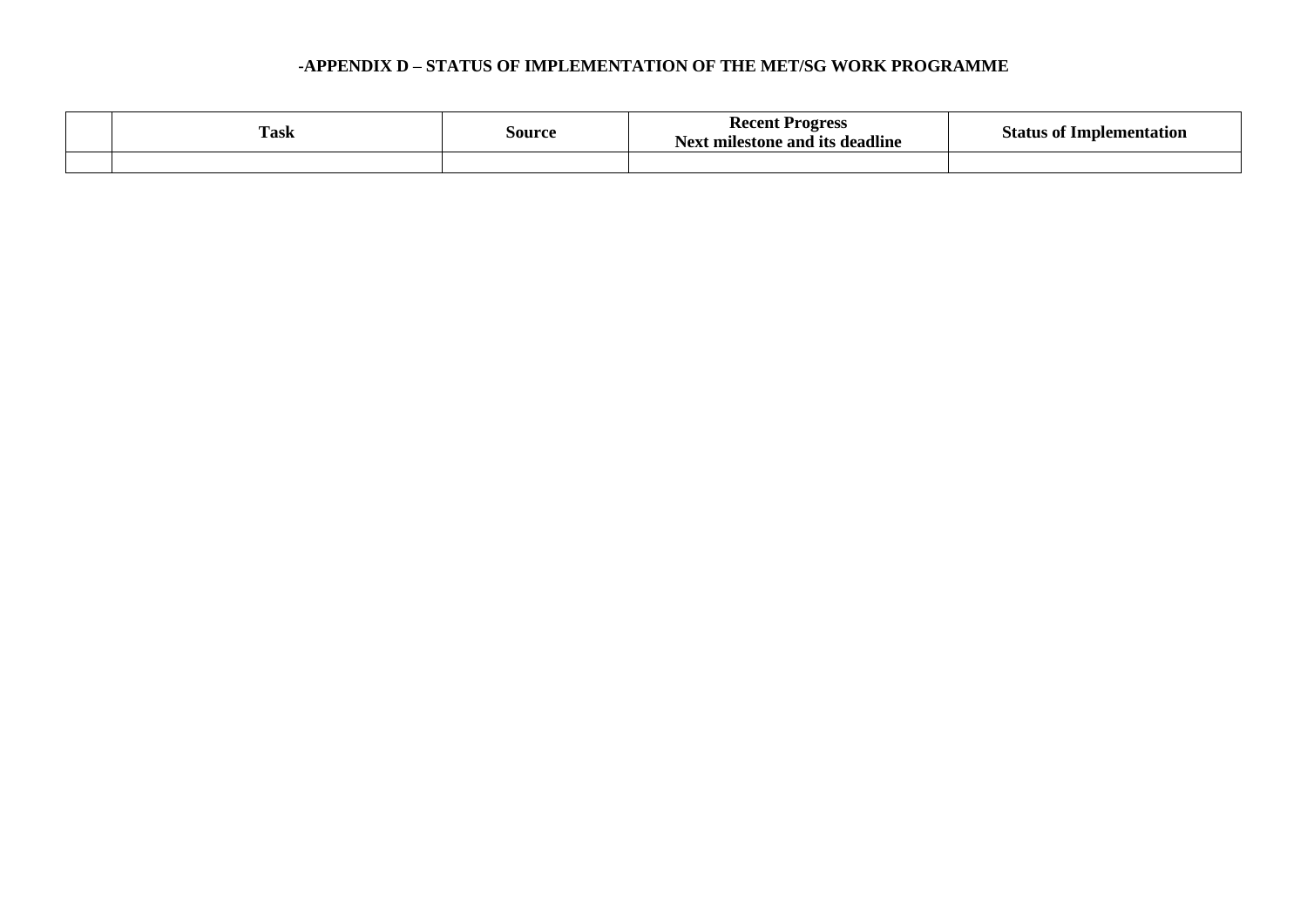## -APPENDIX D – STATUS OF IMPLEMENTATION OF THE MET/SG WORK PROGRAMME

| | Task | Source | Recent Progress<br>Next milestone and its deadline | Status of Implementation |
|---|---|---|---|---|
| | | | | |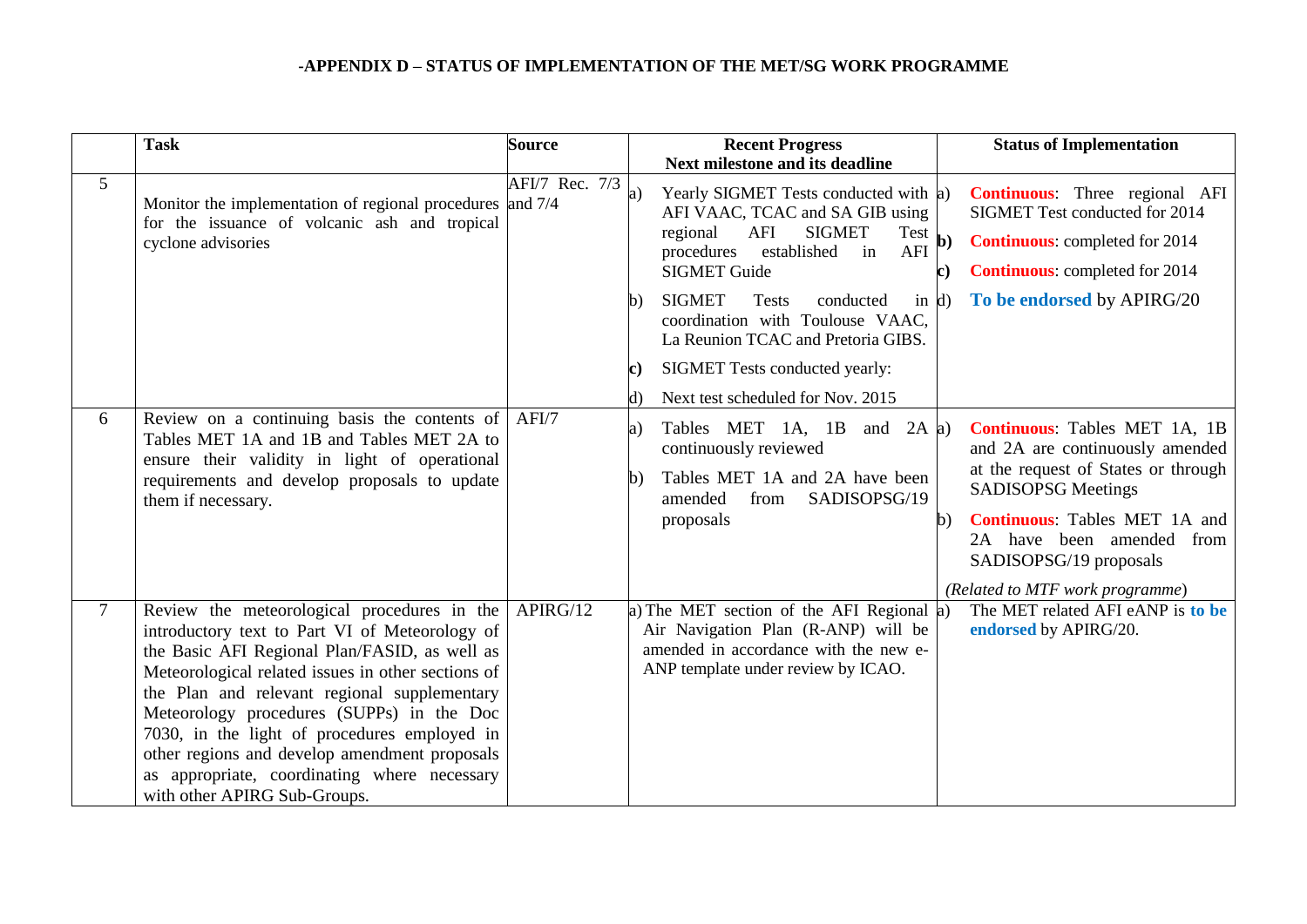**-APPENDIX D – STATUS OF IMPLEMENTATION OF THE MET/SG WORK PROGRAMME**

| | Task | Source | Recent Progress<br>Next milestone and its deadline | Status of Implementation |
|---|---|---|---|---|
| 5 | Monitor the implementation of regional procedures for the issuance of volcanic ash and tropical cyclone advisories | AFI/7 Rec. 7/3 and 7/4 | a) Yearly SIGMET Tests conducted with AFI VAAC, TCAC and SA GIB using regional AFI SIGMET Test procedures established in AFI SIGMET Guide<br>b) SIGMET Tests conducted in coordination with Toulouse VAAC, La Reunion TCAC and Pretoria GIBS.<br>**c)** SIGMET Tests conducted yearly:<br>d) Next test scheduled for Nov. 2015 | a) **Continuous**: Three regional AFI SIGMET Test conducted for 2014<br>**b)** **Continuous**: completed for 2014<br>**c)** **Continuous**: completed for 2014<br>d) **To be endorsed** by APIRG/20 |
| 6 | Review on a continuing basis the contents of Tables MET 1A and 1B and Tables MET 2A to ensure their validity in light of operational requirements and develop proposals to update them if necessary. | AFI/7 | a) Tables MET 1A, 1B and 2A continuously reviewed<br>b) Tables MET 1A and 2A have been amended from SADISOPSG/19 proposals | a) **Continuous**: Tables MET 1A, 1B and 2A are continuously amended at the request of States or through SADISOPSG Meetings<br>b) **Continuous**: Tables MET 1A and 2A have been amended from SADISOPSG/19 proposals<br>*(Related to MTF work programme)* |
| 7 | Review the meteorological procedures in the introductory text to Part VI of Meteorology of the Basic AFI Regional Plan/FASID, as well as Meteorological related issues in other sections of the Plan and relevant regional supplementary Meteorology procedures (SUPPs) in the Doc 7030, in the light of procedures employed in other regions and develop amendment proposals as appropriate, coordinating where necessary with other APIRG Sub-Groups. | APIRG/12 | a) The MET section of the AFI Regional Air Navigation Plan (R-ANP) will be amended in accordance with the new e-ANP template under review by ICAO. | a) The MET related AFI eANP is **to be endorsed** by APIRG/20. |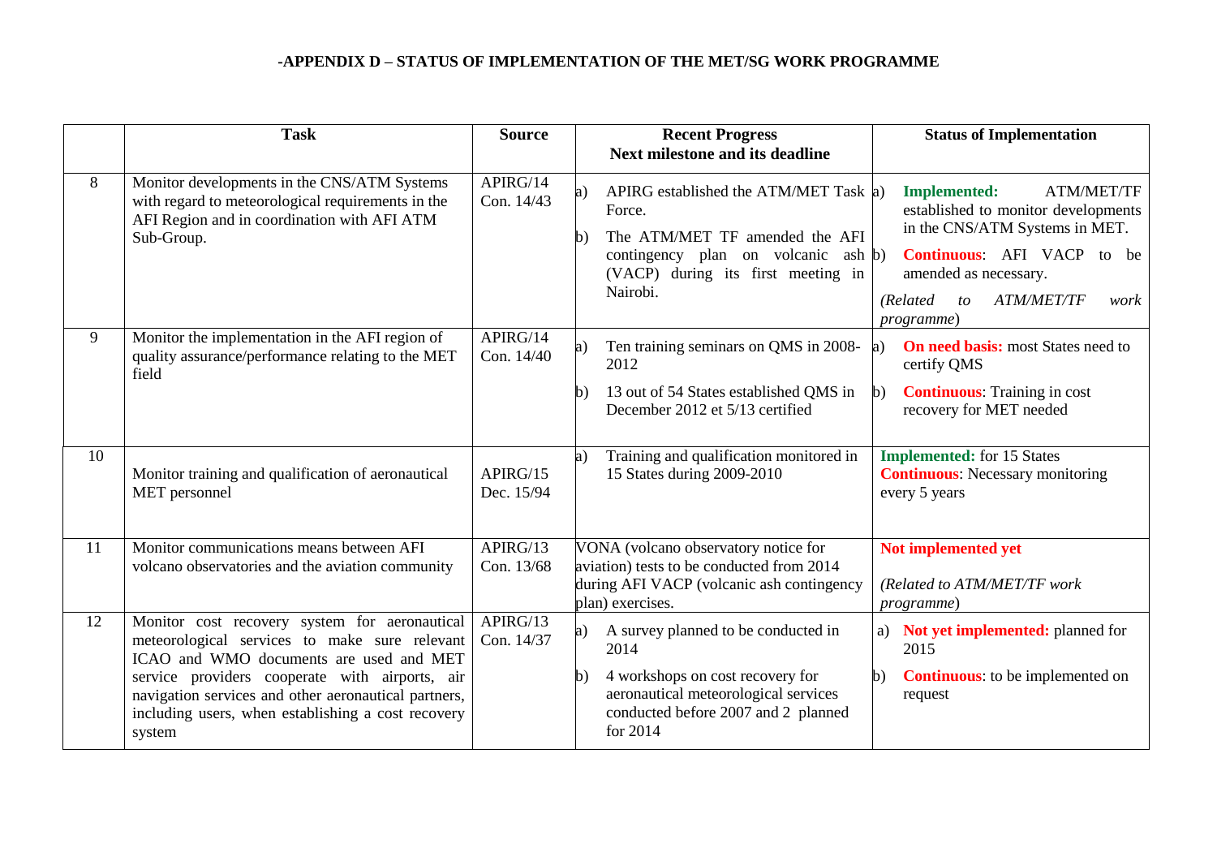**-APPENDIX D – STATUS OF IMPLEMENTATION OF THE MET/SG WORK PROGRAMME**

| | Task | Source | Recent Progress<br>Next milestone and its deadline | Status of Implementation |
|---|---|---|---|---|
| 8 | Monitor developments in the CNS/ATM Systems with regard to meteorological requirements in the AFI Region and in coordination with AFI ATM Sub-Group. | APIRG/14<br>Con. 14/43 | a) APIRG established the ATM/MET Task Force.<br>b) The ATM/MET TF amended the AFI contingency plan on volcanic ash (VACP) during its first meeting in Nairobi. | a) **Implemented:** ATM/MET/TF established to monitor developments in the CNS/ATM Systems in MET.<br>b) **Continuous**: AFI VACP to be amended as necessary.<br>*(Related to ATM/MET/TF work programme)* |
| 9 | Monitor the implementation in the AFI region of quality assurance/performance relating to the MET field | APIRG/14<br>Con. 14/40 | a) Ten training seminars on QMS in 2008-2012<br>b) 13 out of 54 States established QMS in December 2012 et 5/13 certified | a) **On need basis:** most States need to certify QMS<br>b) **Continuous**: Training in cost recovery for MET needed |
| 10 | Monitor training and qualification of aeronautical MET personnel | APIRG/15<br>Dec. 15/94 | a) Training and qualification monitored in 15 States during 2009-2010 | **Implemented:** for 15 States<br>**Continuous**: Necessary monitoring every 5 years |
| 11 | Monitor communications means between AFI volcano observatories and the aviation community | APIRG/13<br>Con. 13/68 | VONA (volcano observatory notice for aviation) tests to be conducted from 2014 during AFI VACP (volcanic ash contingency plan) exercises. | **Not implemented yet**<br>*(Related to ATM/MET/TF work programme)* |
| 12 | Monitor cost recovery system for aeronautical meteorological services to make sure relevant ICAO and WMO documents are used and MET service providers cooperate with airports, air navigation services and other aeronautical partners, including users, when establishing a cost recovery system | APIRG/13<br>Con. 14/37 | a) A survey planned to be conducted in 2014<br>b) 4 workshops on cost recovery for aeronautical meteorological services conducted before 2007 and 2 planned for 2014 | a) **Not yet implemented:** planned for 2015<br>b) **Continuous**: to be implemented on request |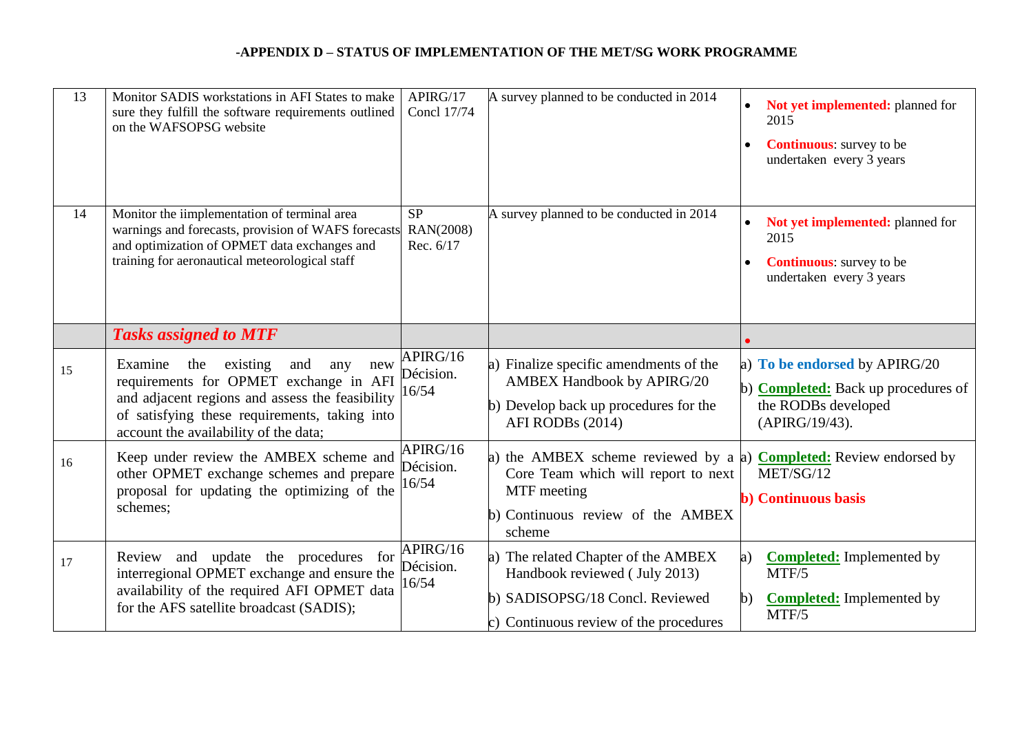**-APPENDIX D – STATUS OF IMPLEMENTATION OF THE MET/SG WORK PROGRAMME**

| | | | | |
|---|---|---|---|---|
| 13 | Monitor SADIS workstations in AFI States to make sure they fulfill the software requirements outlined on the WAFSOPSG website | APIRG/17 Concl 17/74 | A survey planned to be conducted in 2014 | • **Not yet implemented:** planned for 2015<br>• **Continuous**: survey to be undertaken every 3 years |
| 14 | Monitor the iimplementation of terminal area warnings and forecasts, provision of WAFS forecasts and optimization of OPMET data exchanges and training for aeronautical meteorological staff | SP RAN(2008) Rec. 6/17 | A survey planned to be conducted in 2014 | • **Not yet implemented:** planned for 2015<br>• **Continuous**: survey to be undertaken every 3 years |
| | ***Tasks assigned to MTF*** | | | • |
| 15 | Examine the existing and any new requirements for OPMET exchange in AFI and adjacent regions and assess the feasibility of satisfying these requirements, taking into account the availability of the data; | APIRG/16 Décision. 16/54 | a) Finalize specific amendments of the AMBEX Handbook by APIRG/20<br>b) Develop back up procedures for the AFI RODBs (2014) | a) **To be endorsed** by APIRG/20<br>b) **Completed:** Back up procedures of the RODBs developed (APIRG/19/43). |
| 16 | Keep under review the AMBEX scheme and other OPMET exchange schemes and prepare proposal for updating the optimizing of the schemes; | APIRG/16 Décision. 16/54 | a) the AMBEX scheme reviewed by a Core Team which will report to next MTF meeting<br>b) Continuous review of the AMBEX scheme | a) **Completed:** Review endorsed by MET/SG/12<br>**b) Continuous basis** |
| 17 | Review and update the procedures for interregional OPMET exchange and ensure the availability of the required AFI OPMET data for the AFS satellite broadcast (SADIS); | APIRG/16 Décision. 16/54 | a) The related Chapter of the AMBEX Handbook reviewed ( July 2013)<br>b) SADISOPSG/18 Concl. Reviewed<br>c) Continuous review of the procedures | a) **Completed:** Implemented by MTF/5<br>b) **Completed:** Implemented by MTF/5 |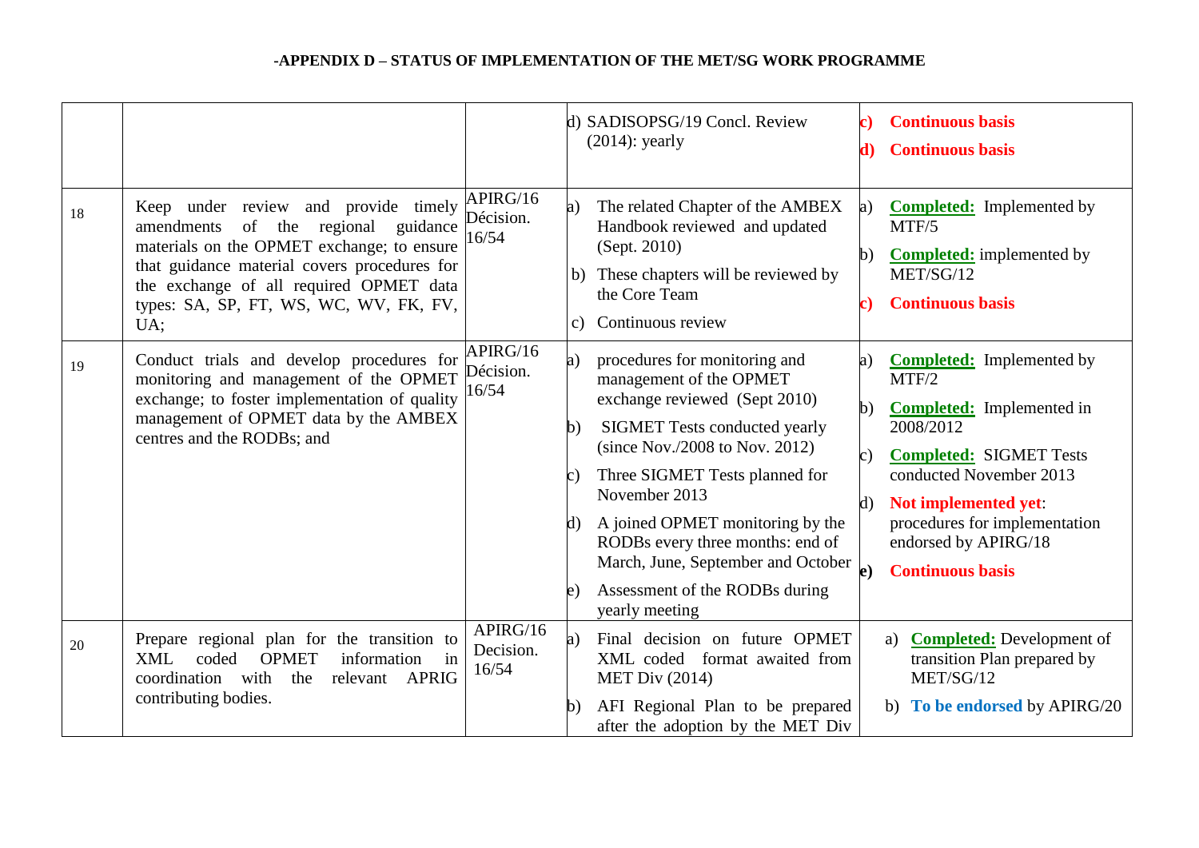**-APPENDIX D – STATUS OF IMPLEMENTATION OF THE MET/SG WORK PROGRAMME**

| | | | | |
|---|---|---|---|---|
| | | | d) SADISOPSG/19 Concl. Review (2014): yearly | **c) Continuous basis**<br>**d) Continuous basis** |
| 18 | Keep under review and provide timely amendments of the regional guidance materials on the OPMET exchange; to ensure that guidance material covers procedures for the exchange of all required OPMET data types: SA, SP, FT, WS, WC, WV, FK, FV, UA; | APIRG/16 Décision. 16/54 | a) The related Chapter of the AMBEX Handbook reviewed and updated (Sept. 2010)<br>b) These chapters will be reviewed by the Core Team<br>c) Continuous review | a) **Completed:** Implemented by MTF/5<br>b) **Completed:** implemented by MET/SG/12<br>**c) Continuous basis** |
| 19 | Conduct trials and develop procedures for monitoring and management of the OPMET exchange; to foster implementation of quality management of OPMET data by the AMBEX centres and the RODBs; and | APIRG/16 Décision. 16/54 | a) procedures for monitoring and management of the OPMET exchange reviewed (Sept 2010)<br>b) SIGMET Tests conducted yearly (since Nov./2008 to Nov. 2012)<br>c) Three SIGMET Tests planned for November 2013<br>d) A joined OPMET monitoring by the RODBs every three months: end of March, June, September and October<br>e) Assessment of the RODBs during yearly meeting | a) **Completed:** Implemented by MTF/2<br>b) **Completed:** Implemented in 2008/2012<br>c) **Completed:** SIGMET Tests conducted November 2013<br>d) **Not implemented yet**: procedures for implementation endorsed by APIRG/18<br>**e) Continuous basis** |
| 20 | Prepare regional plan for the transition to XML coded OPMET information in coordination with the relevant APRIG contributing bodies. | APIRG/16 Decision. 16/54 | a) Final decision on future OPMET XML coded format awaited from MET Div (2014)<br>b) AFI Regional Plan to be prepared after the adoption by the MET Div | a) **Completed:** Development of transition Plan prepared by MET/SG/12<br>b) **To be endorsed** by APIRG/20 |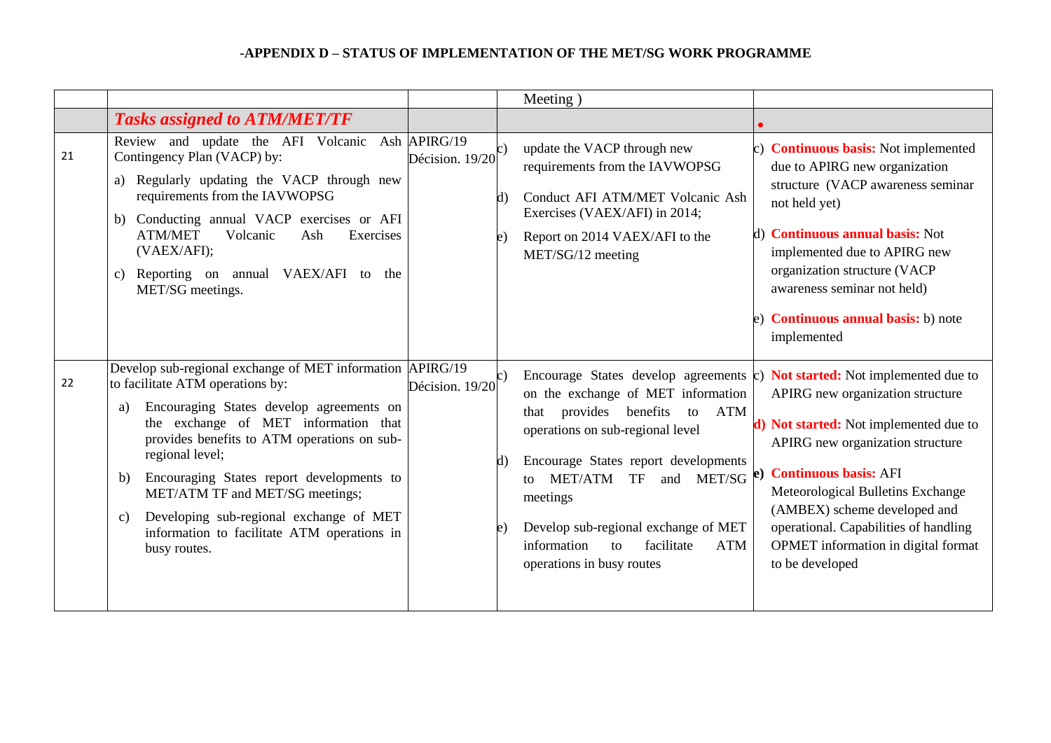**-APPENDIX D – STATUS OF IMPLEMENTATION OF THE MET/SG WORK PROGRAMME**

| | | | | |
|---|---|---|---|---|
| | | | Meeting ) | |
| | ***Tasks assigned to ATM/MET/TF*** | | | • |
| 21 | Review and update the AFI Volcanic Ash Contingency Plan (VACP) by:<br>a) Regularly updating the VACP through new requirements from the IAVWOPSG<br>b) Conducting annual VACP exercises or AFI ATM/MET Volcanic Ash Exercises (VAEX/AFI);<br>c) Reporting on annual VAEX/AFI to the MET/SG meetings. | APIRG/19 Décision. 19/20 | c) update the VACP through new requirements from the IAVWOPSG<br>d) Conduct AFI ATM/MET Volcanic Ash Exercises (VAEX/AFI) in 2014;<br>e) Report on 2014 VAEX/AFI to the MET/SG/12 meeting | c) **Continuous basis:** Not implemented due to APIRG new organization structure (VACP awareness seminar not held yet)<br>d) **Continuous annual basis:** Not implemented due to APIRG new organization structure (VACP awareness seminar not held)<br>e) **Continuous annual basis:** b) note implemented |
| 22 | Develop sub-regional exchange of MET information to facilitate ATM operations by:<br>a) Encouraging States develop agreements on the exchange of MET information that provides benefits to ATM operations on sub-regional level;<br>b) Encouraging States report developments to MET/ATM TF and MET/SG meetings;<br>c) Developing sub-regional exchange of MET information to facilitate ATM operations in busy routes. | APIRG/19 Décision. 19/20 | c) Encourage States develop agreements on the exchange of MET information that provides benefits to ATM operations on sub-regional level<br>d) Encourage States report developments to MET/ATM TF and MET/SG meetings<br>e) Develop sub-regional exchange of MET information to facilitate ATM operations in busy routes | c) **Not started:** Not implemented due to APIRG new organization structure<br>**d) Not started:** Not implemented due to APIRG new organization structure<br>**e) Continuous basis:** AFI Meteorological Bulletins Exchange (AMBEX) scheme developed and operational. Capabilities of handling OPMET information in digital format to be developed |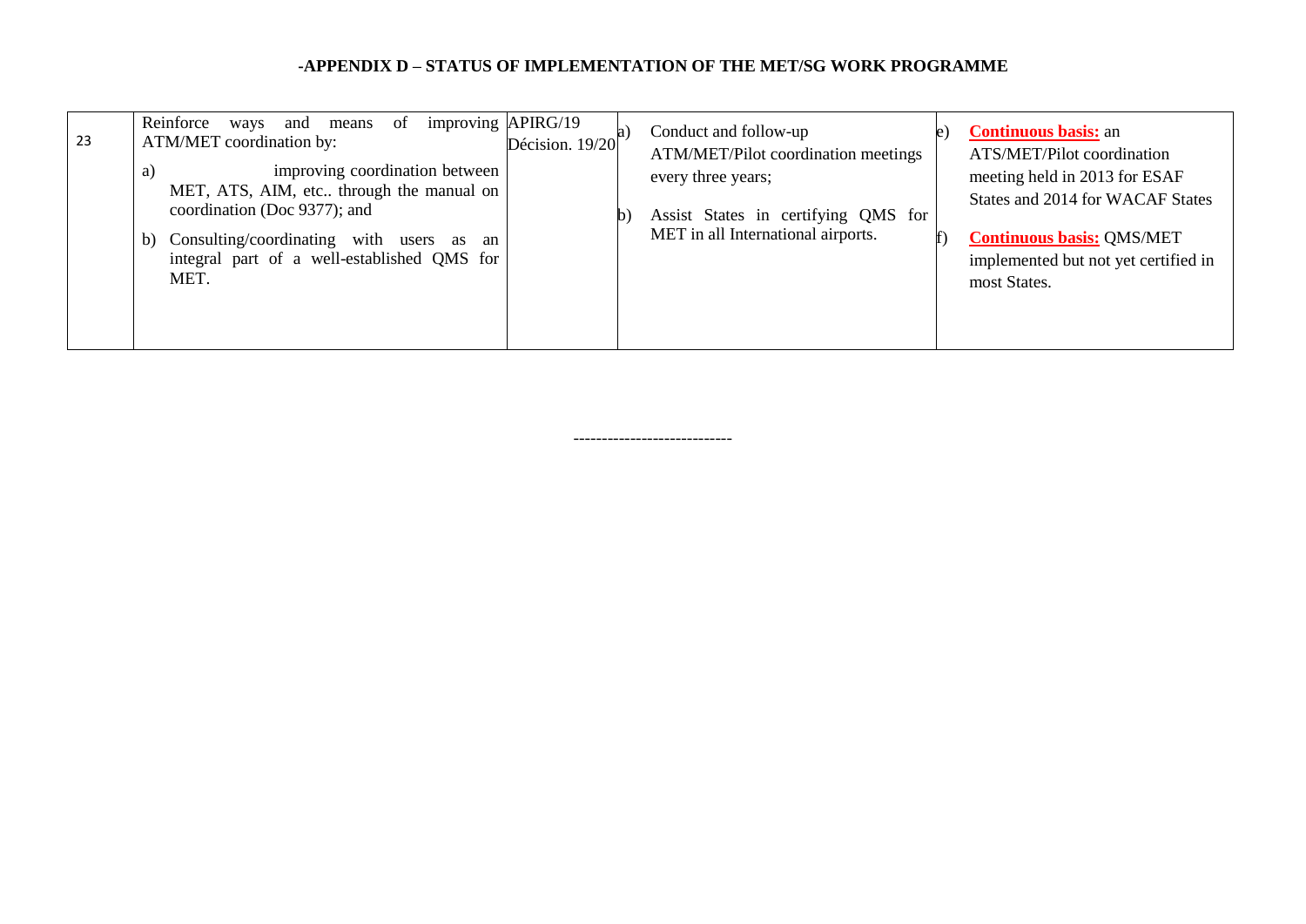**-APPENDIX D – STATUS OF IMPLEMENTATION OF THE MET/SG WORK PROGRAMME**

| | | | | |
|---|---|---|---|---|
| 23 | Reinforce ways and means of improving ATM/MET coordination by:<br>a) improving coordination between MET, ATS, AIM, etc.. through the manual on coordination (Doc 9377); and<br>b) Consulting/coordinating with users as an integral part of a well-established QMS for MET. | APIRG/19 Décision. 19/20 | a) Conduct and follow-up ATM/MET/Pilot coordination meetings every three years;<br>b) Assist States in certifying QMS for MET in all International airports. | e) **Continuous basis:** an ATS/MET/Pilot coordination meeting held in 2013 for ESAF States and 2014 for WACAF States<br>f) **Continuous basis:** QMS/MET implemented but not yet certified in most States. |

---------------------------